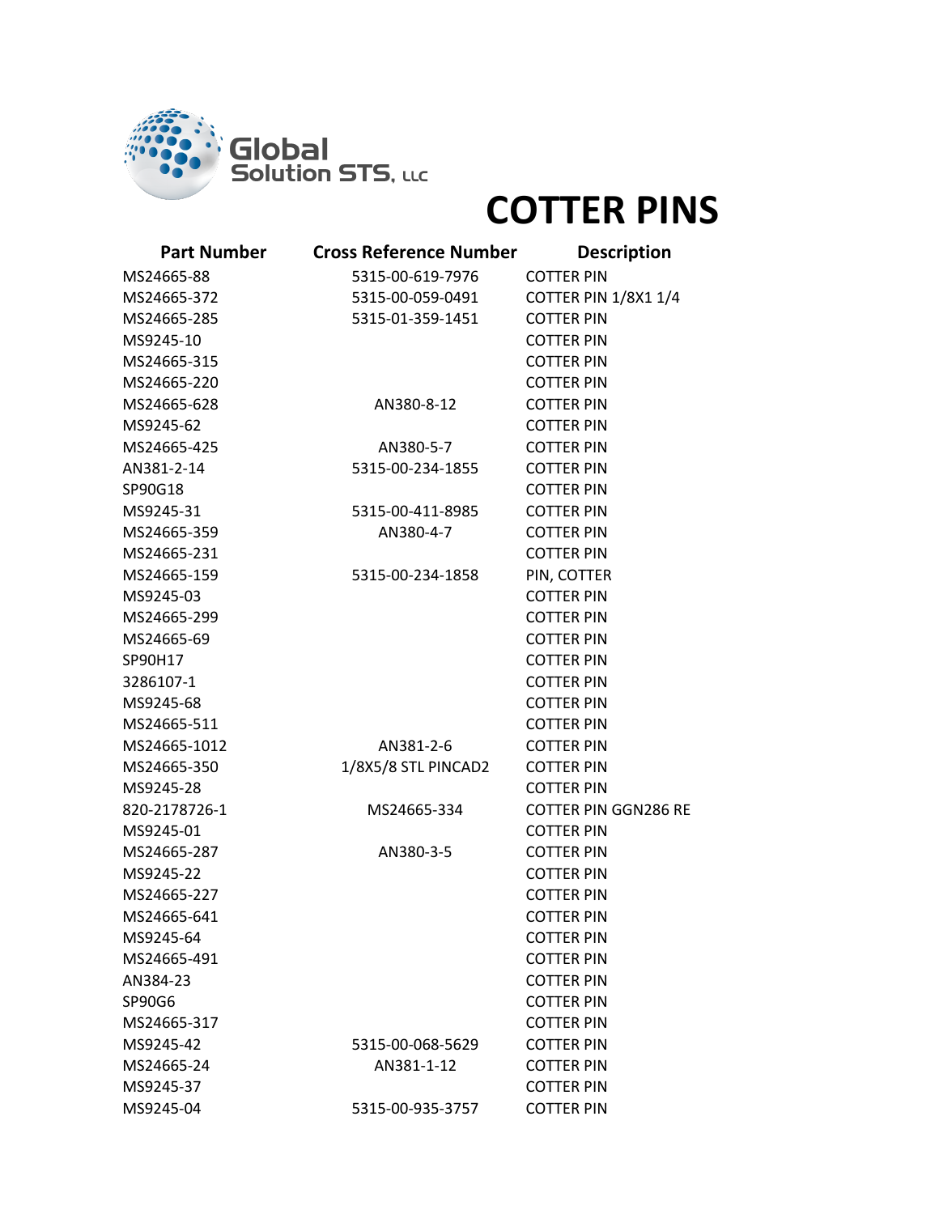Global Solution STS, LLC

# COTTER PINS

| Part Number | Cross Reference Number | Description |
|---|---|---|
| MS24665-88 | 5315-00-619-7976 | COTTER PIN |
| MS24665-372 | 5315-00-059-0491 | COTTER PIN 1/8X1 1/4 |
| MS24665-285 | 5315-01-359-1451 | COTTER PIN |
| MS9245-10 | | COTTER PIN |
| MS24665-315 | | COTTER PIN |
| MS24665-220 | | COTTER PIN |
| MS24665-628 | AN380-8-12 | COTTER PIN |
| MS9245-62 | | COTTER PIN |
| MS24665-425 | AN380-5-7 | COTTER PIN |
| AN381-2-14 | 5315-00-234-1855 | COTTER PIN |
| SP90G18 | | COTTER PIN |
| MS9245-31 | 5315-00-411-8985 | COTTER PIN |
| MS24665-359 | AN380-4-7 | COTTER PIN |
| MS24665-231 | | COTTER PIN |
| MS24665-159 | 5315-00-234-1858 | PIN, COTTER |
| MS9245-03 | | COTTER PIN |
| MS24665-299 | | COTTER PIN |
| MS24665-69 | | COTTER PIN |
| SP90H17 | | COTTER PIN |
| 3286107-1 | | COTTER PIN |
| MS9245-68 | | COTTER PIN |
| MS24665-511 | | COTTER PIN |
| MS24665-1012 | AN381-2-6 | COTTER PIN |
| MS24665-350 | 1/8X5/8 STL PINCAD2 | COTTER PIN |
| MS9245-28 | | COTTER PIN |
| 820-2178726-1 | MS24665-334 | COTTER PIN GGN286 RE |
| MS9245-01 | | COTTER PIN |
| MS24665-287 | AN380-3-5 | COTTER PIN |
| MS9245-22 | | COTTER PIN |
| MS24665-227 | | COTTER PIN |
| MS24665-641 | | COTTER PIN |
| MS9245-64 | | COTTER PIN |
| MS24665-491 | | COTTER PIN |
| AN384-23 | | COTTER PIN |
| SP90G6 | | COTTER PIN |
| MS24665-317 | | COTTER PIN |
| MS9245-42 | 5315-00-068-5629 | COTTER PIN |
| MS24665-24 | AN381-1-12 | COTTER PIN |
| MS9245-37 | | COTTER PIN |
| MS9245-04 | 5315-00-935-3757 | COTTER PIN |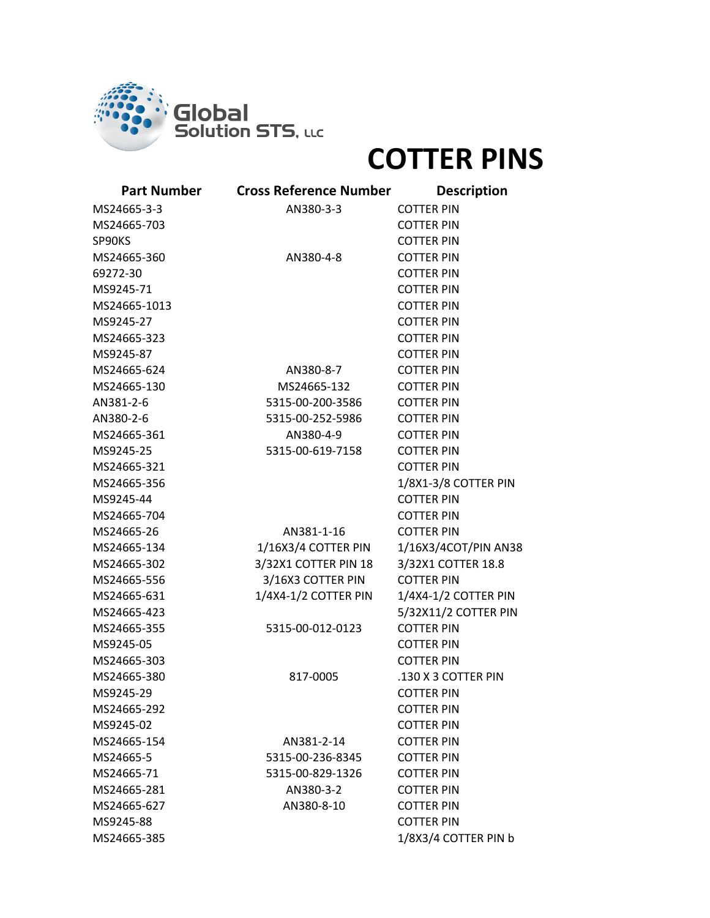Global Solution STS, LLC

# COTTER PINS

| Part Number | Cross Reference Number | Description |
|---|---|---|
| MS24665-3-3 | AN380-3-3 | COTTER PIN |
| MS24665-703 | | COTTER PIN |
| SP90KS | | COTTER PIN |
| MS24665-360 | AN380-4-8 | COTTER PIN |
| 69272-30 | | COTTER PIN |
| MS9245-71 | | COTTER PIN |
| MS24665-1013 | | COTTER PIN |
| MS9245-27 | | COTTER PIN |
| MS24665-323 | | COTTER PIN |
| MS9245-87 | | COTTER PIN |
| MS24665-624 | AN380-8-7 | COTTER PIN |
| MS24665-130 | MS24665-132 | COTTER PIN |
| AN381-2-6 | 5315-00-200-3586 | COTTER PIN |
| AN380-2-6 | 5315-00-252-5986 | COTTER PIN |
| MS24665-361 | AN380-4-9 | COTTER PIN |
| MS9245-25 | 5315-00-619-7158 | COTTER PIN |
| MS24665-321 | | COTTER PIN |
| MS24665-356 | | 1/8X1-3/8 COTTER PIN |
| MS9245-44 | | COTTER PIN |
| MS24665-704 | | COTTER PIN |
| MS24665-26 | AN381-1-16 | COTTER PIN |
| MS24665-134 | 1/16X3/4 COTTER PIN | 1/16X3/4COT/PIN AN38 |
| MS24665-302 | 3/32X1 COTTER PIN 18 | 3/32X1 COTTER 18.8 |
| MS24665-556 | 3/16X3 COTTER PIN | COTTER PIN |
| MS24665-631 | 1/4X4-1/2 COTTER PIN | 1/4X4-1/2 COTTER PIN |
| MS24665-423 | | 5/32X11/2 COTTER PIN |
| MS24665-355 | 5315-00-012-0123 | COTTER PIN |
| MS9245-05 | | COTTER PIN |
| MS24665-303 | | COTTER PIN |
| MS24665-380 | 817-0005 | .130 X 3 COTTER PIN |
| MS9245-29 | | COTTER PIN |
| MS24665-292 | | COTTER PIN |
| MS9245-02 | | COTTER PIN |
| MS24665-154 | AN381-2-14 | COTTER PIN |
| MS24665-5 | 5315-00-236-8345 | COTTER PIN |
| MS24665-71 | 5315-00-829-1326 | COTTER PIN |
| MS24665-281 | AN380-3-2 | COTTER PIN |
| MS24665-627 | AN380-8-10 | COTTER PIN |
| MS9245-88 | | COTTER PIN |
| MS24665-385 | | 1/8X3/4 COTTER PIN b |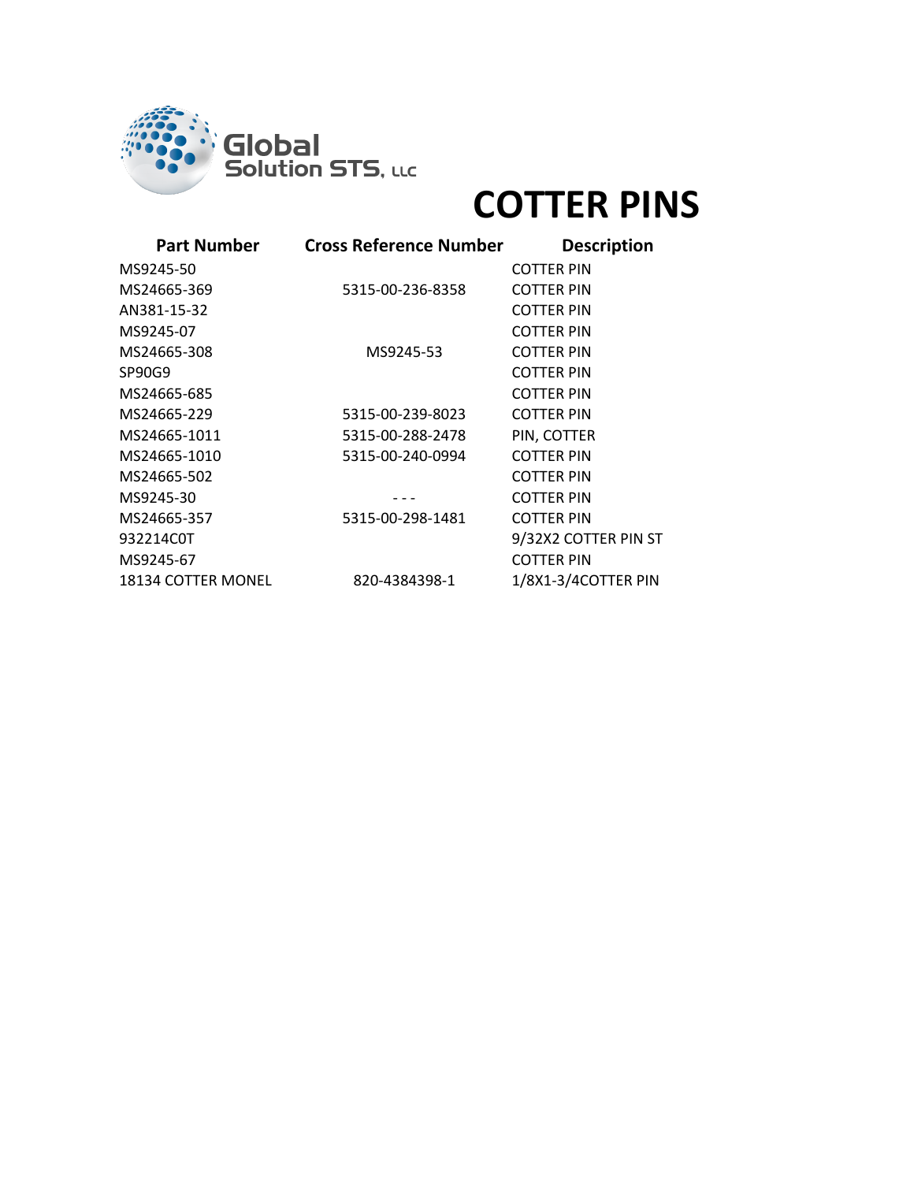Global Solution STS, LLC

# COTTER PINS

| Part Number | Cross Reference Number | Description |
|---|---|---|
| MS9245-50 | | COTTER PIN |
| MS24665-369 | 5315-00-236-8358 | COTTER PIN |
| AN381-15-32 | | COTTER PIN |
| MS9245-07 | | COTTER PIN |
| MS24665-308 | MS9245-53 | COTTER PIN |
| SP90G9 | | COTTER PIN |
| MS24665-685 | | COTTER PIN |
| MS24665-229 | 5315-00-239-8023 | COTTER PIN |
| MS24665-1011 | 5315-00-288-2478 | PIN, COTTER |
| MS24665-1010 | 5315-00-240-0994 | COTTER PIN |
| MS24665-502 | | COTTER PIN |
| MS9245-30 | - - - | COTTER PIN |
| MS24665-357 | 5315-00-298-1481 | COTTER PIN |
| 932214C0T | | 9/32X2 COTTER PIN ST |
| MS9245-67 | | COTTER PIN |
| 18134 COTTER MONEL | 820-4384398-1 | 1/8X1-3/4COTTER PIN |